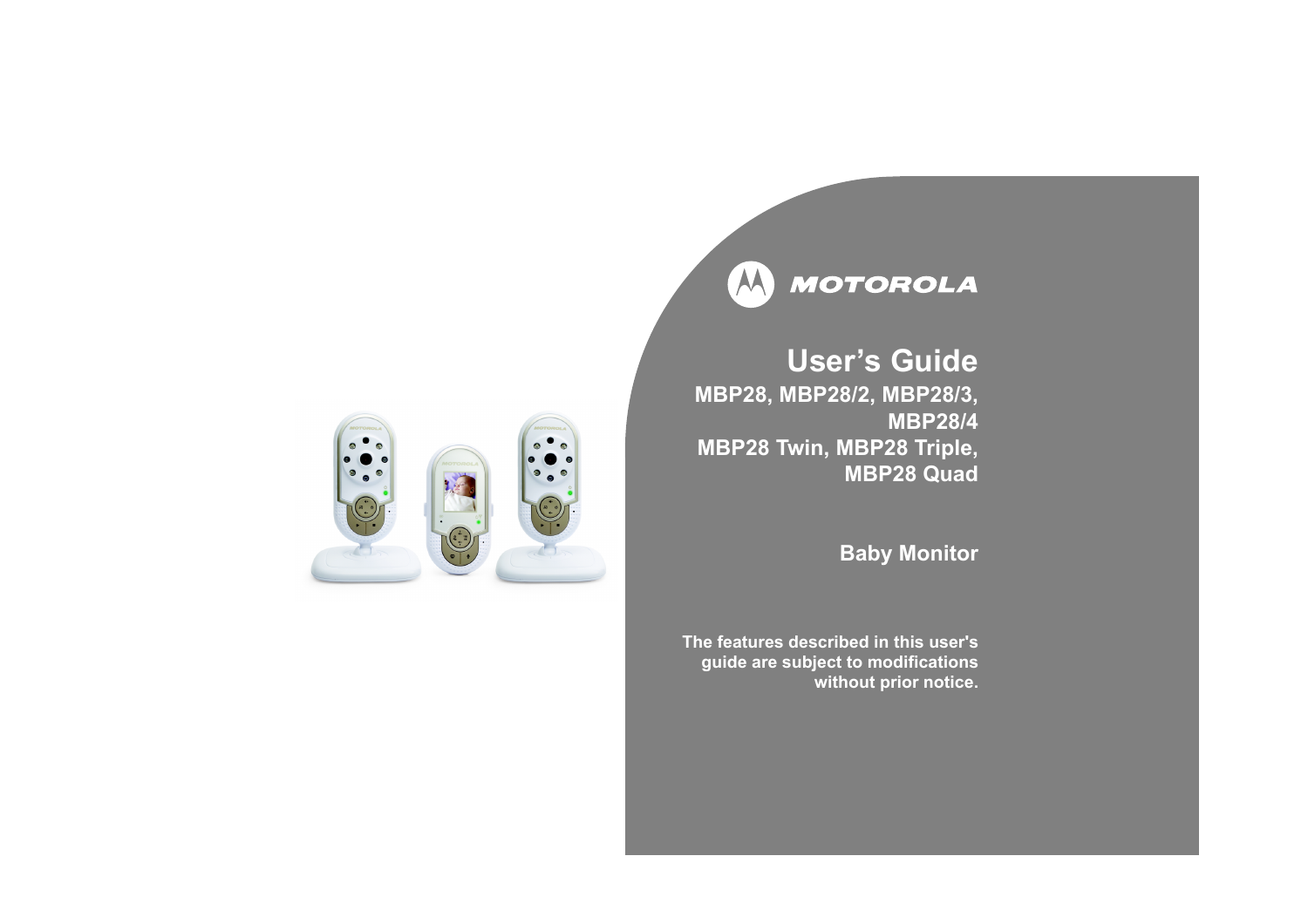MOTOROLA

# User's Guide

## MBP28, MBP28/2, MBP28/3, MBP28/4
## MBP28 Twin, MBP28 Triple, MBP28 Quad

## Baby Monitor

**The features described in this user's guide are subject to modifications without prior notice.**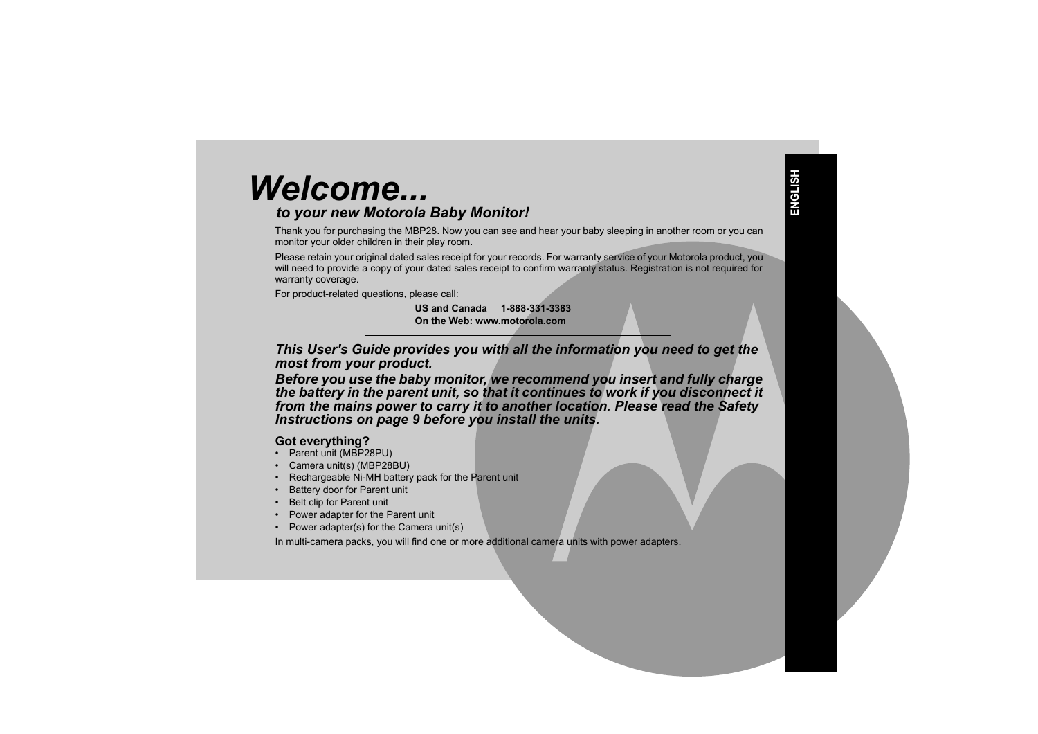# Welcome...

## *to your new Motorola Baby Monitor!*

Thank you for purchasing the MBP28. Now you can see and hear your baby sleeping in another room or you can monitor your older children in their play room.

Please retain your original dated sales receipt for your records. For warranty service of your Motorola product, you will need to provide a copy of your dated sales receipt to confirm warranty status. Registration is not required for warranty coverage.

For product-related questions, please call:

**US and Canada 1-888-331-3383**
**On the Web: www.motorola.com**

---

***This User's Guide provides you with all the information you need to get the most from your product.***

***Before you use the baby monitor, we recommend you insert and fully charge the battery in the parent unit, so that it continues to work if you disconnect it from the mains power to carry it to another location. Please read the Safety Instructions on page 9 before you install the units.***

### Got everything?

- Parent unit (MBP28PU)
- Camera unit(s) (MBP28BU)
- Rechargeable Ni-MH battery pack for the Parent unit
- Battery door for Parent unit
- Belt clip for Parent unit
- Power adapter for the Parent unit
- Power adapter(s) for the Camera unit(s)

In multi-camera packs, you will find one or more additional camera units with power adapters.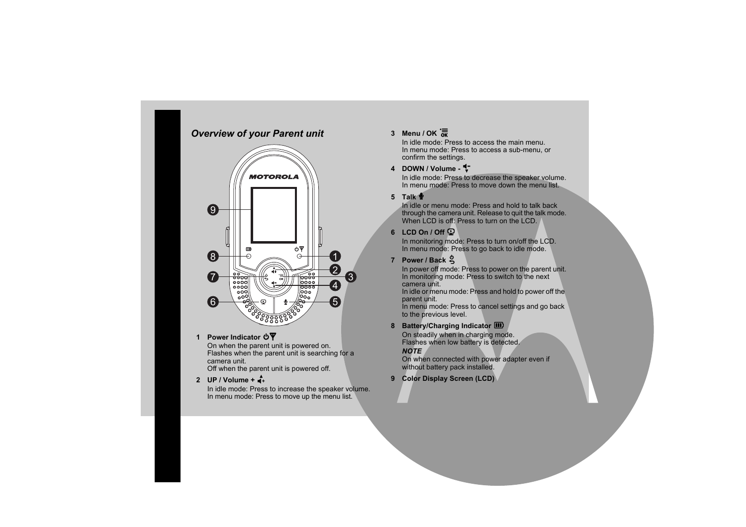## *Overview of your Parent unit*

1. **Power Indicator**
   On when the parent unit is powered on.
   Flashes when the parent unit is searching for a camera unit.
   Off when the parent unit is powered off.

2. **UP / Volume +**
   In idle mode: Press to increase the speaker volume.
   In menu mode: Press to move up the menu list.

3. **Menu / OK**
   In idle mode: Press to access the main menu.
   In menu mode: Press to access a sub-menu, or confirm the settings.

4. **DOWN / Volume -**
   In idle mode: Press to decrease the speaker volume.
   In menu mode: Press to move down the menu list.

5. **Talk**
   In idle or menu mode: Press and hold to talk back through the camera unit. Release to quit the talk mode.
   When LCD is off: Press to turn on the LCD.

6. **LCD On / Off**
   In monitoring mode: Press to turn on/off the LCD.
   In menu mode: Press to go back to idle mode.

7. **Power / Back**
   In power off mode: Press to power on the parent unit.
   In monitoring mode: Press to switch to the next camera unit.
   In idle or menu mode: Press and hold to power off the parent unit.
   In menu mode: Press to cancel settings and go back to the previous level.

8. **Battery/Charging Indicator**
   On steadily when in charging mode.
   Flashes when low battery is detected.
   ***NOTE***
   On when connected with power adapter even if without battery pack installed.

9. **Color Display Screen (LCD)**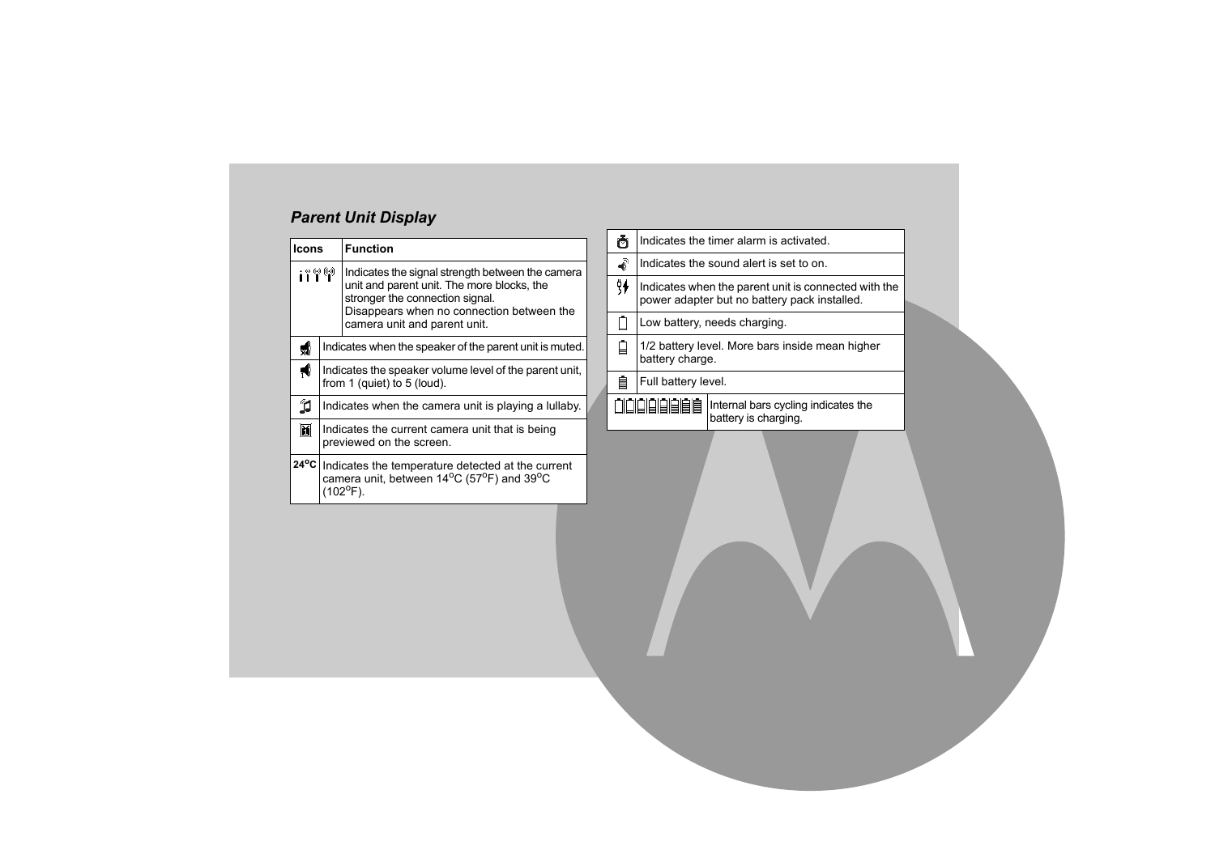*Parent Unit Display*

| Icons | Function |
|---|---|
| | Indicates the signal strength between the camera unit and parent unit. The more blocks, the stronger the connection signal. Disappears when no connection between the camera unit and parent unit. |
| | Indicates when the speaker of the parent unit is muted. |
| | Indicates the speaker volume level of the parent unit, from 1 (quiet) to 5 (loud). |
| | Indicates when the camera unit is playing a lullaby. |
| | Indicates the current camera unit that is being previewed on the screen. |
| 24°C | Indicates the temperature detected at the current camera unit, between 14°C (57°F) and 39°C (102°F). |
| | Indicates the timer alarm is activated. |
| | Indicates the sound alert is set to on. |
| | Indicates when the parent unit is connected with the power adapter but no battery pack installed. |
| | Low battery, needs charging. |
| | 1/2 battery level. More bars inside mean higher battery charge. |
| | Full battery level. |
| | Internal bars cycling indicates the battery is charging. |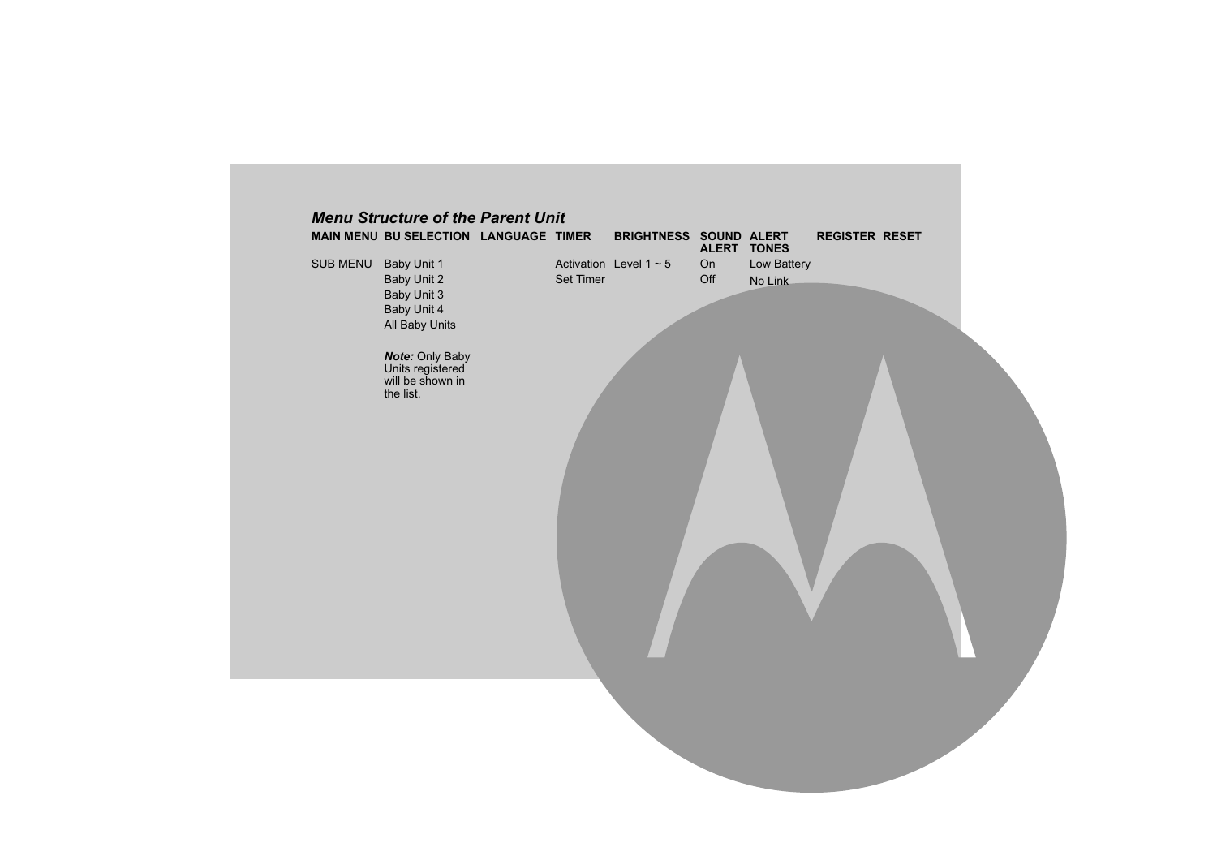### *Menu Structure of the Parent Unit*

| MAIN MENU | BU SELECTION | LANGUAGE | TIMER | BRIGHTNESS | SOUND ALERT | ALERT TONES | REGISTER | RESET |
|---|---|---|---|---|---|---|---|---|
| SUB MENU | Baby Unit 1 | | Activation | Level 1 ~ 5 | On | Low Battery | | |
| | Baby Unit 2 | | Set Timer | | Off | No Link | | |
| | Baby Unit 3 | | | | | | | |
| | Baby Unit 4 | | | | | | | |
| | All Baby Units | | | | | | | |
| | ***Note:*** Only Baby Units registered will be shown in the list. | | | | | | | |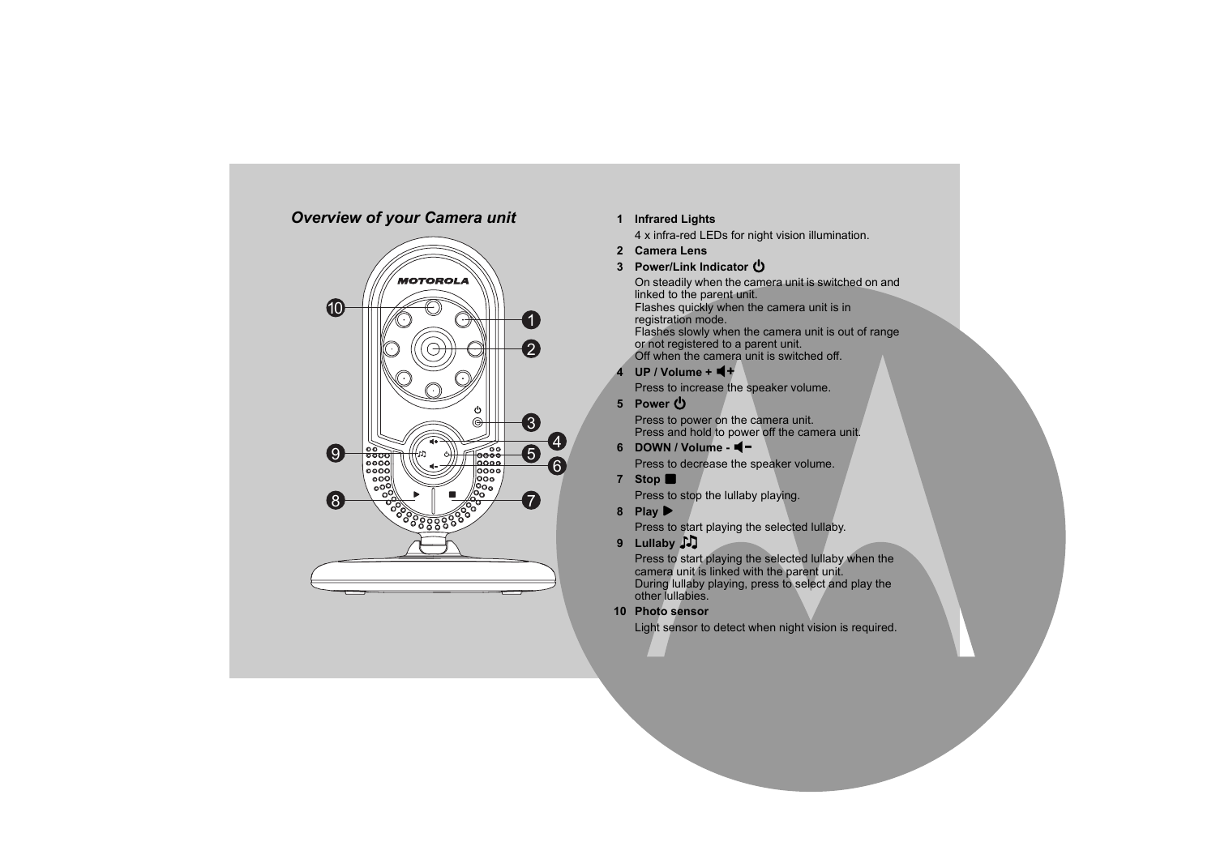## *Overview of your Camera unit*

1. **Infrared Lights**
   4 x infra-red LEDs for night vision illumination.
2. **Camera Lens**
3. **Power/Link Indicator ⏻**
   On steadily when the camera unit is switched on and linked to the parent unit.
   Flashes quickly when the camera unit is in registration mode.
   Flashes slowly when the camera unit is out of range or not registered to a parent unit.
   Off when the camera unit is switched off.
4. **UP / Volume + 🔈+**
   Press to increase the speaker volume.
5. **Power ⏻**
   Press to power on the camera unit.
   Press and hold to power off the camera unit.
6. **DOWN / Volume - 🔈−**
   Press to decrease the speaker volume.
7. **Stop ■**
   Press to stop the lullaby playing.
8. **Play ▶**
   Press to start playing the selected lullaby.
9. **Lullaby ♫**
   Press to start playing the selected lullaby when the camera unit is linked with the parent unit.
   During lullaby playing, press to select and play the other lullabies.
10. **Photo sensor**
    Light sensor to detect when night vision is required.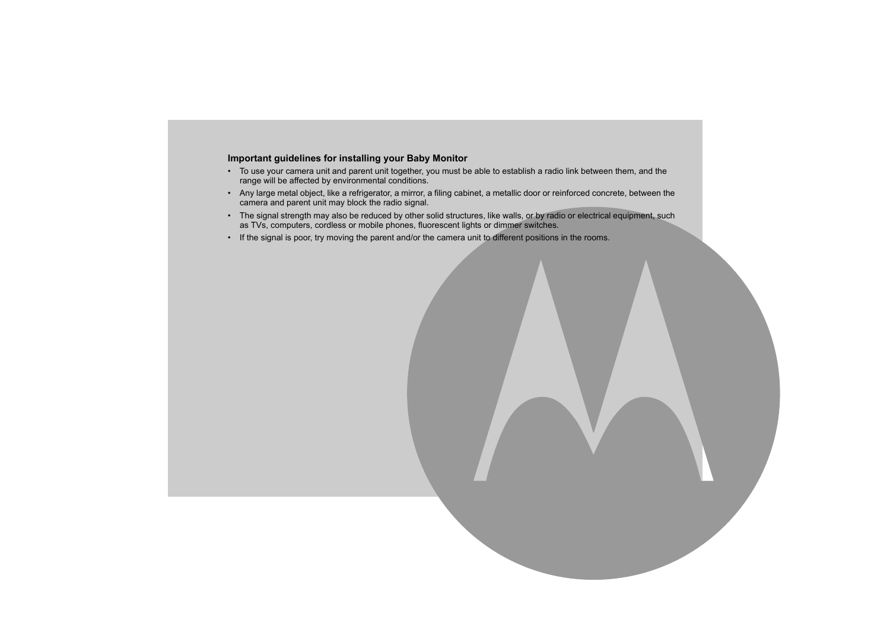**Important guidelines for installing your Baby Monitor**

- To use your camera unit and parent unit together, you must be able to establish a radio link between them, and the range will be affected by environmental conditions.
- Any large metal object, like a refrigerator, a mirror, a filing cabinet, a metallic door or reinforced concrete, between the camera and parent unit may block the radio signal.
- The signal strength may also be reduced by other solid structures, like walls, or by radio or electrical equipment, such as TVs, computers, cordless or mobile phones, fluorescent lights or dimmer switches.
- If the signal is poor, try moving the parent and/or the camera unit to different positions in the rooms.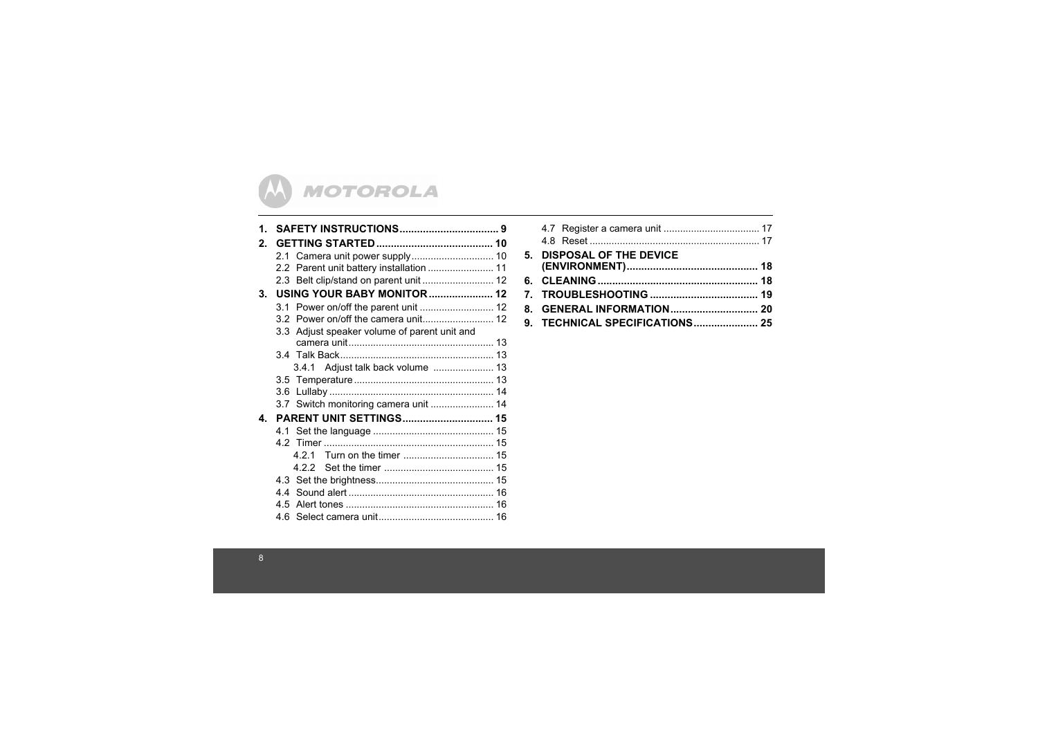MOTOROLA

1. **SAFETY INSTRUCTIONS** .................................. 9
2. **GETTING STARTED** ........................................ 10
   - 2.1 Camera unit power supply .............................. 10
   - 2.2 Parent unit battery installation ........................ 11
   - 2.3 Belt clip/stand on parent unit .......................... 12
3. **USING YOUR BABY MONITOR** ...................... 12
   - 3.1 Power on/off the parent unit ........................... 12
   - 3.2 Power on/off the camera unit........................... 12
   - 3.3 Adjust speaker volume of parent unit and camera unit..................................................... 13
   - 3.4 Talk Back........................................................ 13
     - 3.4.1 Adjust talk back volume ...................... 13
   - 3.5 Temperature ................................................... 13
   - 3.6 Lullaby ............................................................ 14
   - 3.7 Switch monitoring camera unit ....................... 14
4. **PARENT UNIT SETTINGS** ............................... 15
   - 4.1 Set the language ............................................ 15
   - 4.2 Timer .............................................................. 15
     - 4.2.1 Turn on the timer ................................. 15
     - 4.2.2 Set the timer ........................................ 15
   - 4.3 Set the brightness........................................... 15
   - 4.4 Sound alert ..................................................... 16
   - 4.5 Alert tones ...................................................... 16
   - 4.6 Select camera unit.......................................... 16
   - 4.7 Register a camera unit ................................... 17
   - 4.8 Reset .............................................................. 17
5. **DISPOSAL OF THE DEVICE (ENVIRONMENT)** ............................................ 18
6. **CLEANING** ...................................................... 18
7. **TROUBLESHOOTING** .................................... 19
8. **GENERAL INFORMATION** ............................. 20
9. **TECHNICAL SPECIFICATIONS** ...................... 25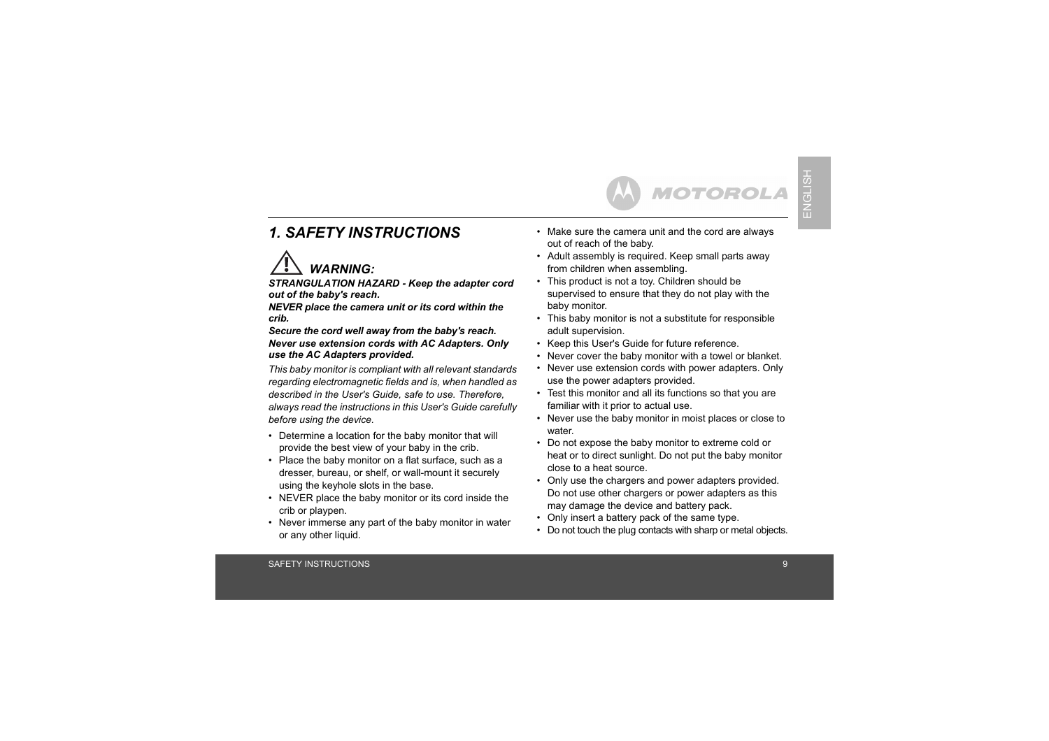# 1. SAFETY INSTRUCTIONS

## ⚠ *WARNING:*

***STRANGULATION HAZARD - Keep the adapter cord out of the baby's reach.***
***NEVER place the camera unit or its cord within the crib.***
***Secure the cord well away from the baby's reach.***
***Never use extension cords with AC Adapters. Only use the AC Adapters provided.***

*This baby monitor is compliant with all relevant standards regarding electromagnetic fields and is, when handled as described in the User's Guide, safe to use. Therefore, always read the instructions in this User's Guide carefully before using the device.*

- Determine a location for the baby monitor that will provide the best view of your baby in the crib.
- Place the baby monitor on a flat surface, such as a dresser, bureau, or shelf, or wall-mount it securely using the keyhole slots in the base.
- NEVER place the baby monitor or its cord inside the crib or playpen.
- Never immerse any part of the baby monitor in water or any other liquid.
- Make sure the camera unit and the cord are always out of reach of the baby.
- Adult assembly is required. Keep small parts away from children when assembling.
- This product is not a toy. Children should be supervised to ensure that they do not play with the baby monitor.
- This baby monitor is not a substitute for responsible adult supervision.
- Keep this User's Guide for future reference.
- Never cover the baby monitor with a towel or blanket.
- Never use extension cords with power adapters. Only use the power adapters provided.
- Test this monitor and all its functions so that you are familiar with it prior to actual use.
- Never use the baby monitor in moist places or close to water.
- Do not expose the baby monitor to extreme cold or heat or to direct sunlight. Do not put the baby monitor close to a heat source.
- Only use the chargers and power adapters provided. Do not use other chargers or power adapters as this may damage the device and battery pack.
- Only insert a battery pack of the same type.
- Do not touch the plug contacts with sharp or metal objects.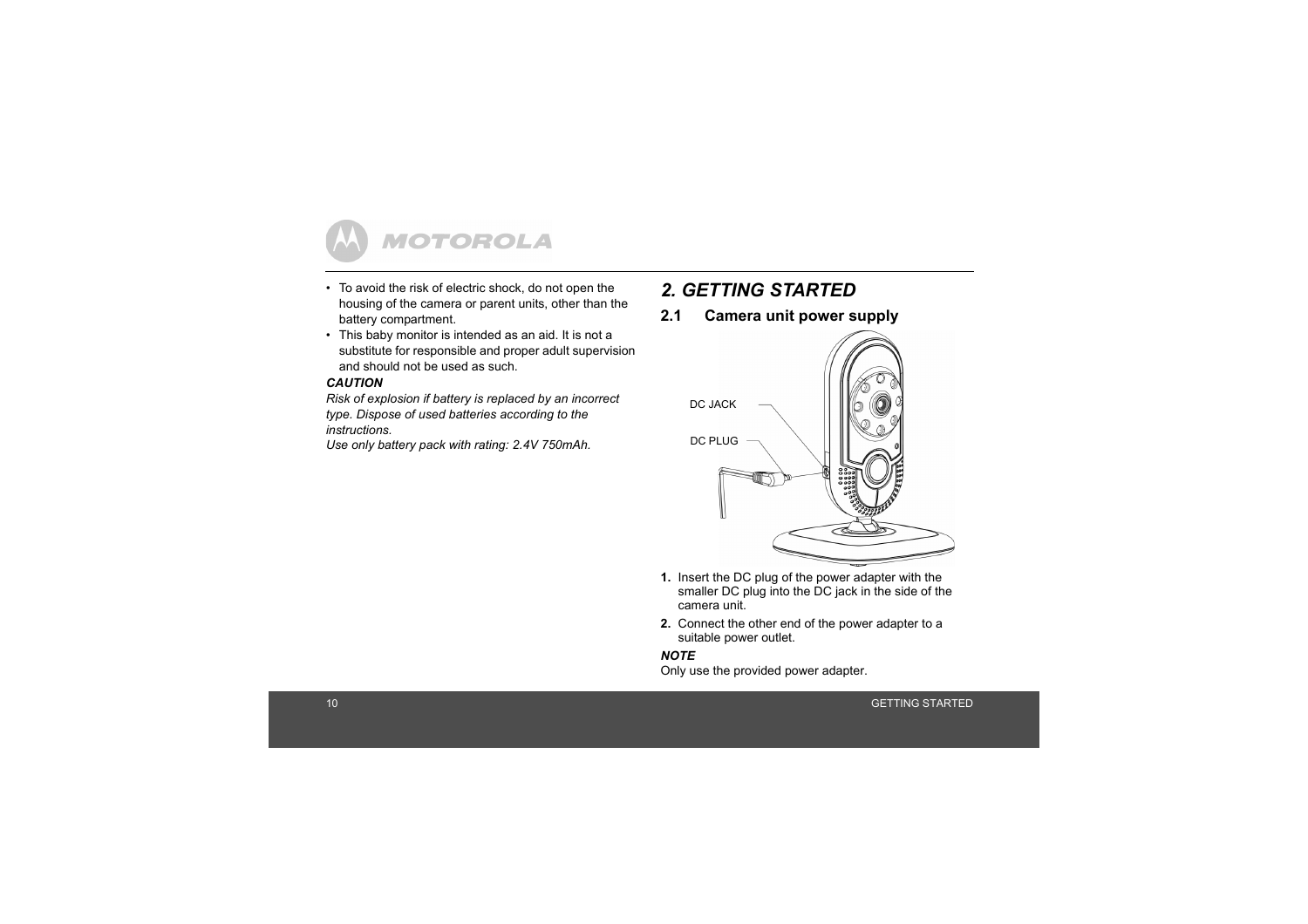- To avoid the risk of electric shock, do not open the housing of the camera or parent units, other than the battery compartment.
- This baby monitor is intended as an aid. It is not a substitute for responsible and proper adult supervision and should not be used as such.

***CAUTION***

*Risk of explosion if battery is replaced by an incorrect type. Dispose of used batteries according to the instructions.*
*Use only battery pack with rating: 2.4V 750mAh.*

# *2. GETTING STARTED*

## 2.1 Camera unit power supply

DC JACK

DC PLUG

1. Insert the DC plug of the power adapter with the smaller DC plug into the DC jack in the side of the camera unit.
2. Connect the other end of the power adapter to a suitable power outlet.

***NOTE***

Only use the provided power adapter.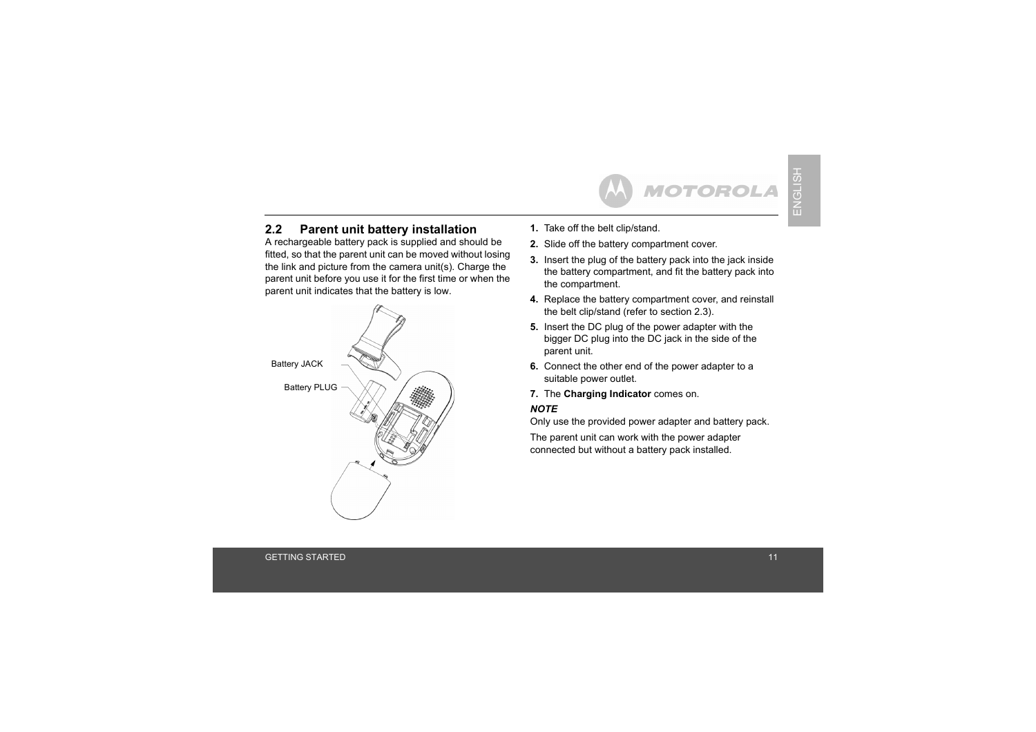## 2.2 Parent unit battery installation

A rechargeable battery pack is supplied and should be fitted, so that the parent unit can be moved without losing the link and picture from the camera unit(s). Charge the parent unit before you use it for the first time or when the parent unit indicates that the battery is low.

Battery JACK

Battery PLUG

1. Take off the belt clip/stand.
2. Slide off the battery compartment cover.
3. Insert the plug of the battery pack into the jack inside the battery compartment, and fit the battery pack into the compartment.
4. Replace the battery compartment cover, and reinstall the belt clip/stand (refer to section 2.3).
5. Insert the DC plug of the power adapter with the bigger DC plug into the DC jack in the side of the parent unit.
6. Connect the other end of the power adapter to a suitable power outlet.
7. The **Charging Indicator** comes on.

***NOTE***

Only use the provided power adapter and battery pack.

The parent unit can work with the power adapter connected but without a battery pack installed.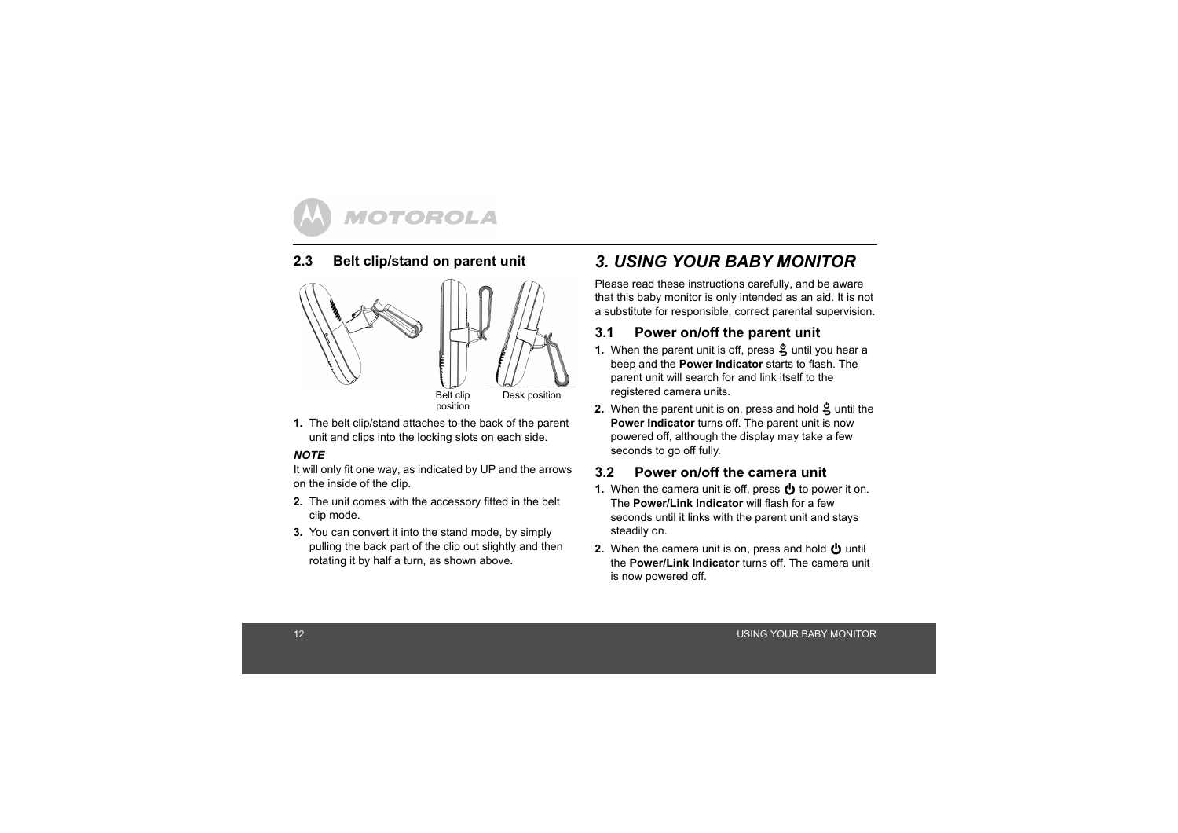## 2.3 Belt clip/stand on parent unit

Belt clip position

Desk position

1. The belt clip/stand attaches to the back of the parent unit and clips into the locking slots on each side.

***NOTE***

It will only fit one way, as indicated by UP and the arrows on the inside of the clip.

2. The unit comes with the accessory fitted in the belt clip mode.
3. You can convert it into the stand mode, by simply pulling the back part of the clip out slightly and then rotating it by half a turn, as shown above.

# *3. USING YOUR BABY MONITOR*

Please read these instructions carefully, and be aware that this baby monitor is only intended as an aid. It is not a substitute for responsible, correct parental supervision.

## 3.1 Power on/off the parent unit

1. When the parent unit is off, press until you hear a beep and the **Power Indicator** starts to flash. The parent unit will search for and link itself to the registered camera units.
2. When the parent unit is on, press and hold until the **Power Indicator** turns off. The parent unit is now powered off, although the display may take a few seconds to go off fully.

## 3.2 Power on/off the camera unit

1. When the camera unit is off, press to power it on. The **Power/Link Indicator** will flash for a few seconds until it links with the parent unit and stays steadily on.
2. When the camera unit is on, press and hold until the **Power/Link Indicator** turns off. The camera unit is now powered off.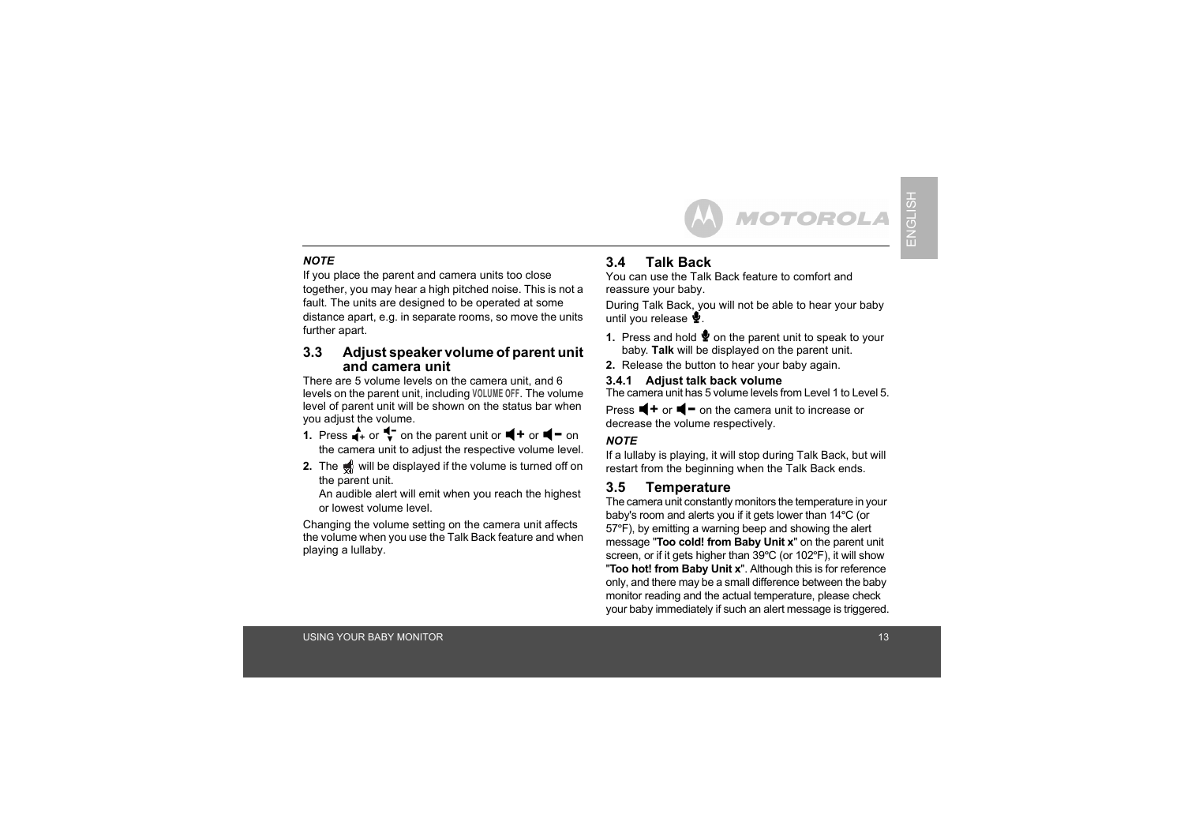***NOTE***

If you place the parent and camera units too close together, you may hear a high pitched noise. This is not a fault. The units are designed to be operated at some distance apart, e.g. in separate rooms, so move the units further apart.

## 3.3 Adjust speaker volume of parent unit and camera unit

There are 5 volume levels on the camera unit, and 6 levels on the parent unit, including VOLUME OFF. The volume level of parent unit will be shown on the status bar when you adjust the volume.

1. Press or on the parent unit or or on the camera unit to adjust the respective volume level.
2. The will be displayed if the volume is turned off on the parent unit.
   An audible alert will emit when you reach the highest or lowest volume level.

Changing the volume setting on the camera unit affects the volume when you use the Talk Back feature and when playing a lullaby.

## 3.4 Talk Back

You can use the Talk Back feature to comfort and reassure your baby.

During Talk Back, you will not be able to hear your baby until you release .

1. Press and hold on the parent unit to speak to your baby. **Talk** will be displayed on the parent unit.
2. Release the button to hear your baby again.

### 3.4.1 Adjust talk back volume

The camera unit has 5 volume levels from Level 1 to Level 5.

Press or on the camera unit to increase or decrease the volume respectively.

***NOTE***

If a lullaby is playing, it will stop during Talk Back, but will restart from the beginning when the Talk Back ends.

## 3.5 Temperature

The camera unit constantly monitors the temperature in your baby's room and alerts you if it gets lower than 14°C (or 57°F), by emitting a warning beep and showing the alert message "**Too cold! from Baby Unit x**" on the parent unit screen, or if it gets higher than 39°C (or 102°F), it will show "**Too hot! from Baby Unit x**". Although this is for reference only, and there may be a small difference between the baby monitor reading and the actual temperature, please check your baby immediately if such an alert message is triggered.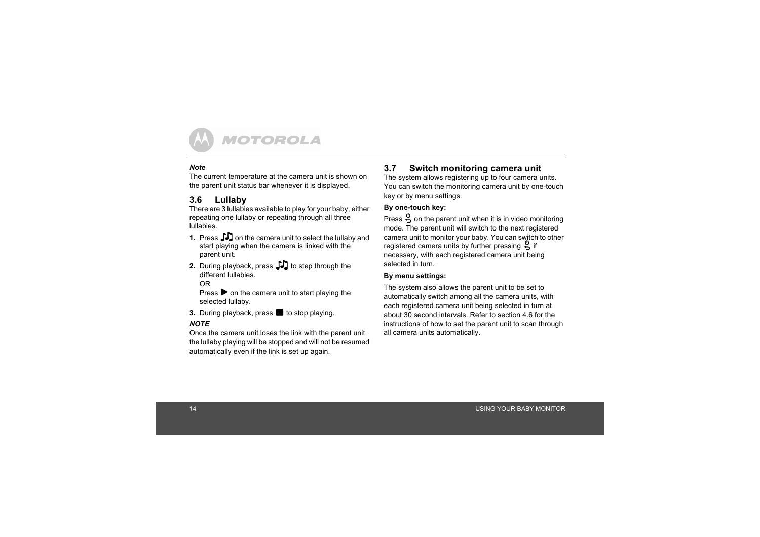***Note***

The current temperature at the camera unit is shown on the parent unit status bar whenever it is displayed.

## 3.6 Lullaby

There are 3 lullabies available to play for your baby, either repeating one lullaby or repeating through all three lullabies.

1. Press ♫ on the camera unit to select the lullaby and start playing when the camera is linked with the parent unit.
2. During playback, press ♫ to step through the different lullabies.
   OR
   Press ▶ on the camera unit to start playing the selected lullaby.
3. During playback, press ■ to stop playing.

***NOTE***

Once the camera unit loses the link with the parent unit, the lullaby playing will be stopped and will not be resumed automatically even if the link is set up again.

## 3.7 Switch monitoring camera unit

The system allows registering up to four camera units. You can switch the monitoring camera unit by one-touch key or by menu settings.

**By one-touch key:**

Press ⏻ on the parent unit when it is in video monitoring mode. The parent unit will switch to the next registered camera unit to monitor your baby. You can switch to other registered camera units by further pressing ⏻ if necessary, with each registered camera unit being selected in turn.

**By menu settings:**

The system also allows the parent unit to be set to automatically switch among all the camera units, with each registered camera unit being selected in turn at about 30 second intervals. Refer to section 4.6 for the instructions of how to set the parent unit to scan through all camera units automatically.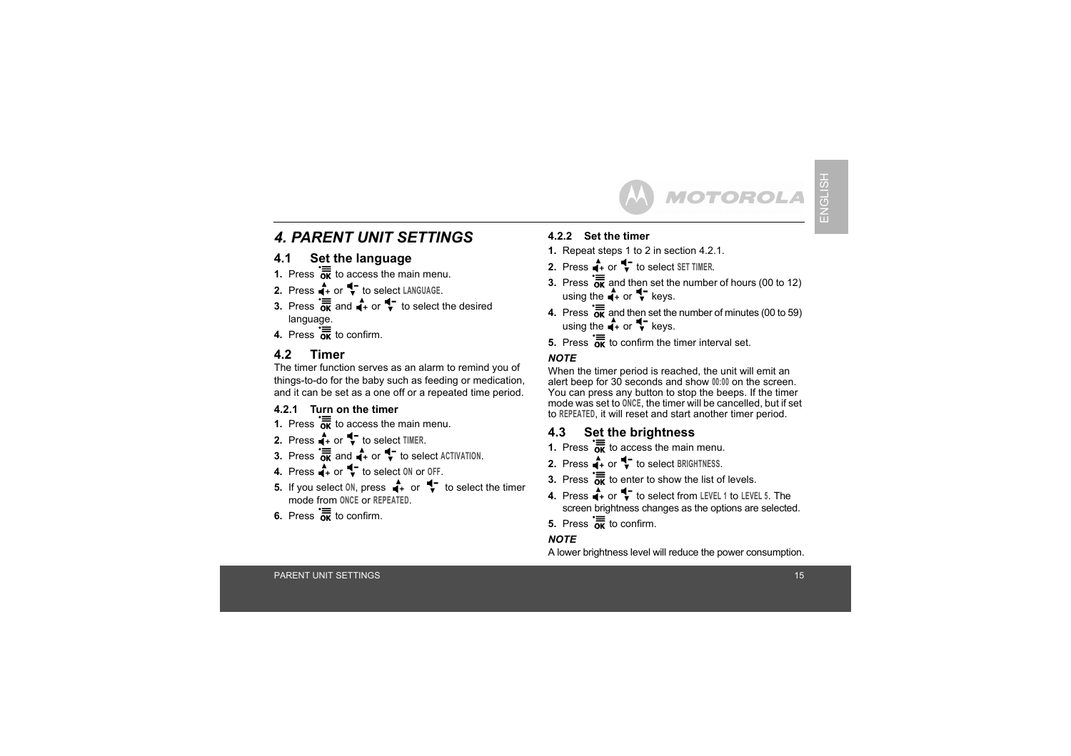# 4. PARENT UNIT SETTINGS

## 4.1 Set the language

1. Press OK to access the main menu.
2. Press + or - to select LANGUAGE.
3. Press OK and + or - to select the desired language.
4. Press OK to confirm.

## 4.2 Timer

The timer function serves as an alarm to remind you of things-to-do for the baby such as feeding or medication, and it can be set as a one off or a repeated time period.

### 4.2.1 Turn on the timer

1. Press OK to access the main menu.
2. Press + or - to select TIMER.
3. Press OK and + or - to select ACTIVATION.
4. Press + or - to select ON or OFF.
5. If you select ON, press + or - to select the timer mode from ONCE or REPEATED.
6. Press OK to confirm.

### 4.2.2 Set the timer

1. Repeat steps 1 to 2 in section 4.2.1.
2. Press + or - to select SET TIMER.
3. Press OK and then set the number of hours (00 to 12) using the + or - keys.
4. Press OK and then set the number of minutes (00 to 59) using the + or - keys.
5. Press OK to confirm the timer interval set.

***NOTE***

When the timer period is reached, the unit will emit an alert beep for 30 seconds and show 00:00 on the screen. You can press any button to stop the beeps. If the timer mode was set to ONCE, the timer will be cancelled, but if set to REPEATED, it will reset and start another timer period.

## 4.3 Set the brightness

1. Press OK to access the main menu.
2. Press + or - to select BRIGHTNESS.
3. Press OK to enter to show the list of levels.
4. Press + or - to select from LEVEL 1 to LEVEL 5. The screen brightness changes as the options are selected.
5. Press OK to confirm.

***NOTE***

A lower brightness level will reduce the power consumption.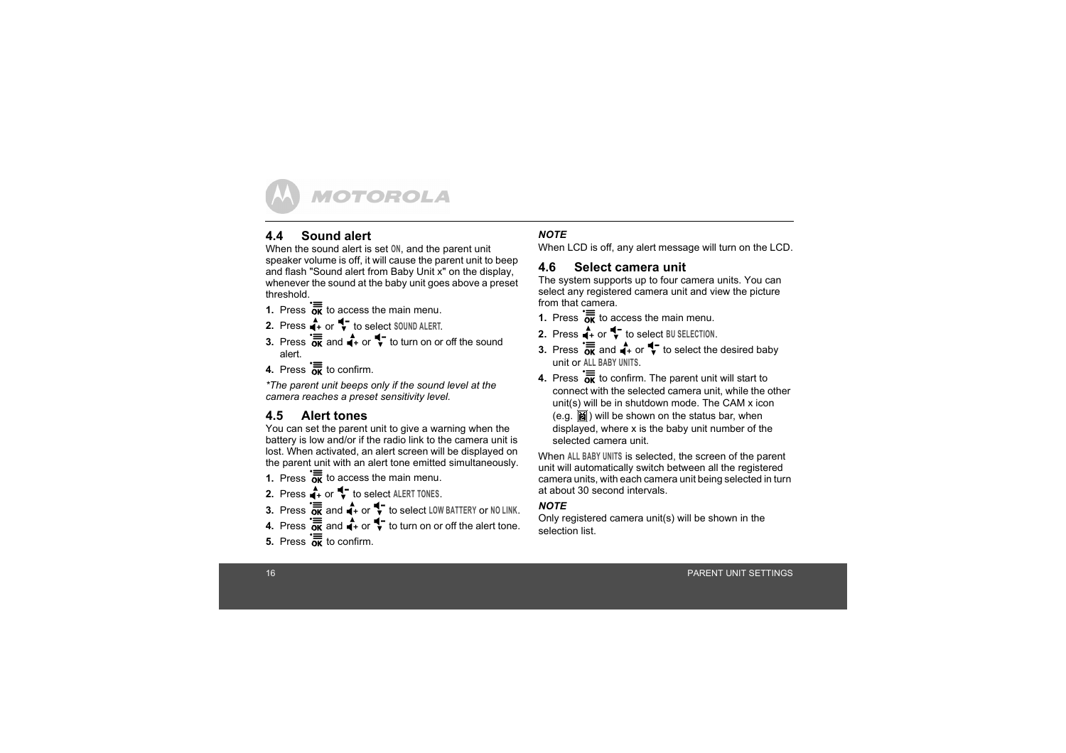## 4.4 Sound alert

When the sound alert is set ON, and the parent unit speaker volume is off, it will cause the parent unit to beep and flash "Sound alert from Baby Unit x" on the display, whenever the sound at the baby unit goes above a preset threshold.

1. Press OK to access the main menu.
2. Press + or - to select SOUND ALERT.
3. Press OK and + or - to turn on or off the sound alert.
4. Press OK to confirm.

*\*The parent unit beeps only if the sound level at the camera reaches a preset sensitivity level.*

## 4.5 Alert tones

You can set the parent unit to give a warning when the battery is low and/or if the radio link to the camera unit is lost. When activated, an alert screen will be displayed on the parent unit with an alert tone emitted simultaneously.

1. Press OK to access the main menu.
2. Press + or - to select ALERT TONES.
3. Press OK and + or - to select LOW BATTERY or NO LINK.
4. Press OK and + or - to turn on or off the alert tone.
5. Press OK to confirm.

***NOTE***

When LCD is off, any alert message will turn on the LCD.

## 4.6 Select camera unit

The system supports up to four camera units. You can select any registered camera unit and view the picture from that camera.

1. Press OK to access the main menu.
2. Press + or - to select BU SELECTION.
3. Press OK and + or - to select the desired baby unit or ALL BABY UNITS.
4. Press OK to confirm. The parent unit will start to connect with the selected camera unit, while the other unit(s) will be in shutdown mode. The CAM x icon (e.g. 2) will be shown on the status bar, when displayed, where x is the baby unit number of the selected camera unit.

When ALL BABY UNITS is selected, the screen of the parent unit will automatically switch between all the registered camera units, with each camera unit being selected in turn at about 30 second intervals.

***NOTE***

Only registered camera unit(s) will be shown in the selection list.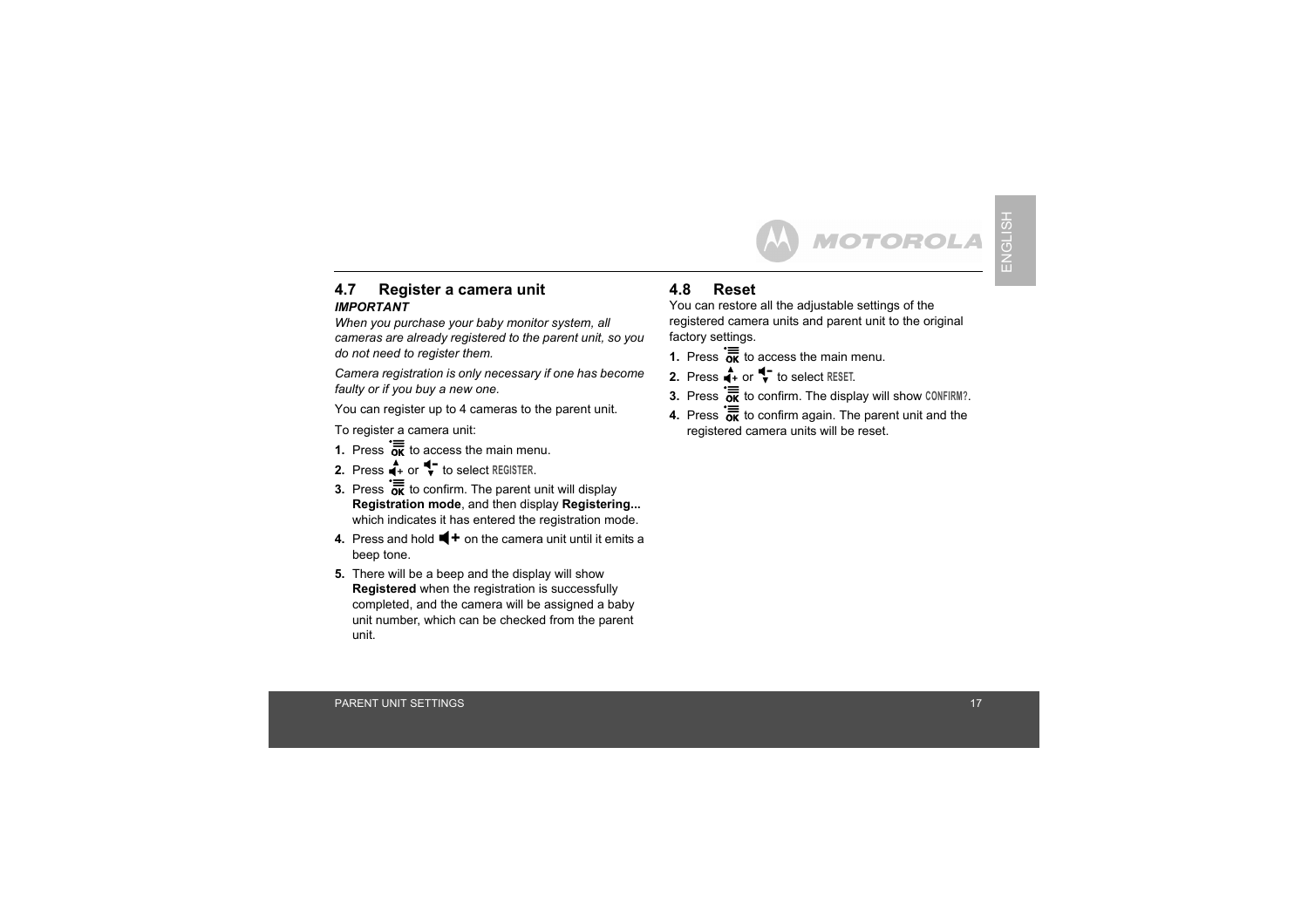## 4.7 Register a camera unit

***IMPORTANT***

*When you purchase your baby monitor system, all cameras are already registered to the parent unit, so you do not need to register them.*

*Camera registration is only necessary if one has become faulty or if you buy a new one.*

You can register up to 4 cameras to the parent unit.

To register a camera unit:

1. Press OK to access the main menu.
2. Press + or - to select REGISTER.
3. Press OK to confirm. The parent unit will display **Registration mode**, and then display **Registering...** which indicates it has entered the registration mode.
4. Press and hold + on the camera unit until it emits a beep tone.
5. There will be a beep and the display will show **Registered** when the registration is successfully completed, and the camera will be assigned a baby unit number, which can be checked from the parent unit.

## 4.8 Reset

You can restore all the adjustable settings of the registered camera units and parent unit to the original factory settings.

1. Press OK to access the main menu.
2. Press + or - to select RESET.
3. Press OK to confirm. The display will show CONFIRM?.
4. Press OK to confirm again. The parent unit and the registered camera units will be reset.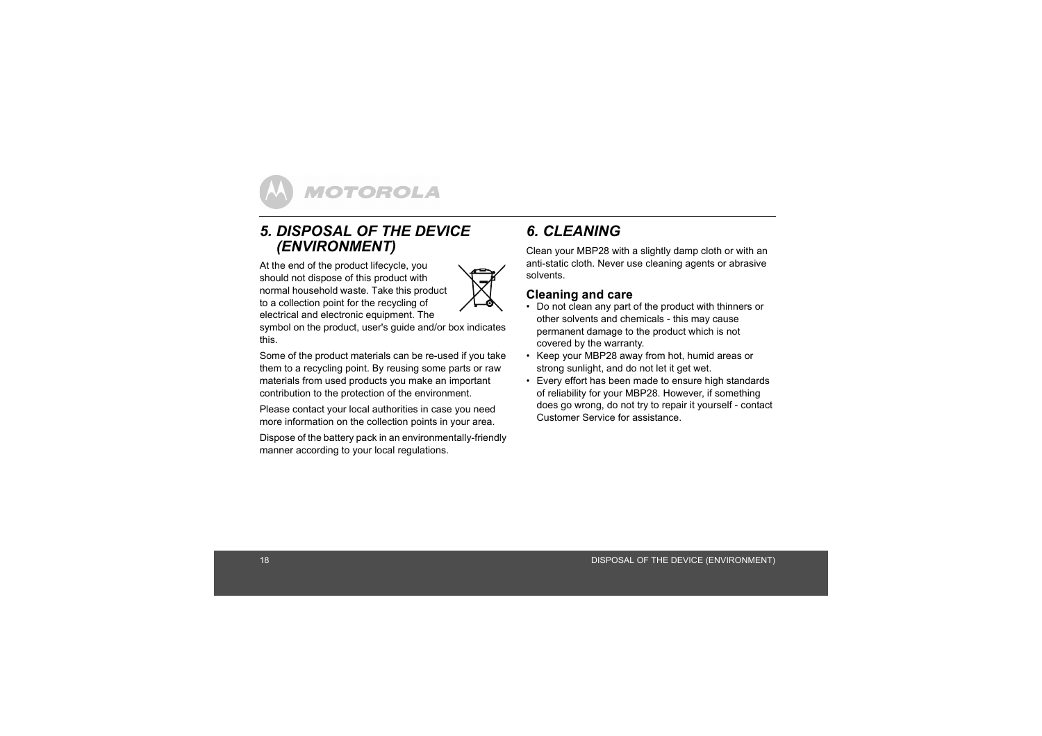## *5. DISPOSAL OF THE DEVICE (ENVIRONMENT)*

At the end of the product lifecycle, you should not dispose of this product with normal household waste. Take this product to a collection point for the recycling of electrical and electronic equipment. The symbol on the product, user's guide and/or box indicates this.

Some of the product materials can be re-used if you take them to a recycling point. By reusing some parts or raw materials from used products you make an important contribution to the protection of the environment.

Please contact your local authorities in case you need more information on the collection points in your area.

Dispose of the battery pack in an environmentally-friendly manner according to your local regulations.

## *6. CLEANING*

Clean your MBP28 with a slightly damp cloth or with an anti-static cloth. Never use cleaning agents or abrasive solvents.

### Cleaning and care

- Do not clean any part of the product with thinners or other solvents and chemicals - this may cause permanent damage to the product which is not covered by the warranty.
- Keep your MBP28 away from hot, humid areas or strong sunlight, and do not let it get wet.
- Every effort has been made to ensure high standards of reliability for your MBP28. However, if something does go wrong, do not try to repair it yourself - contact Customer Service for assistance.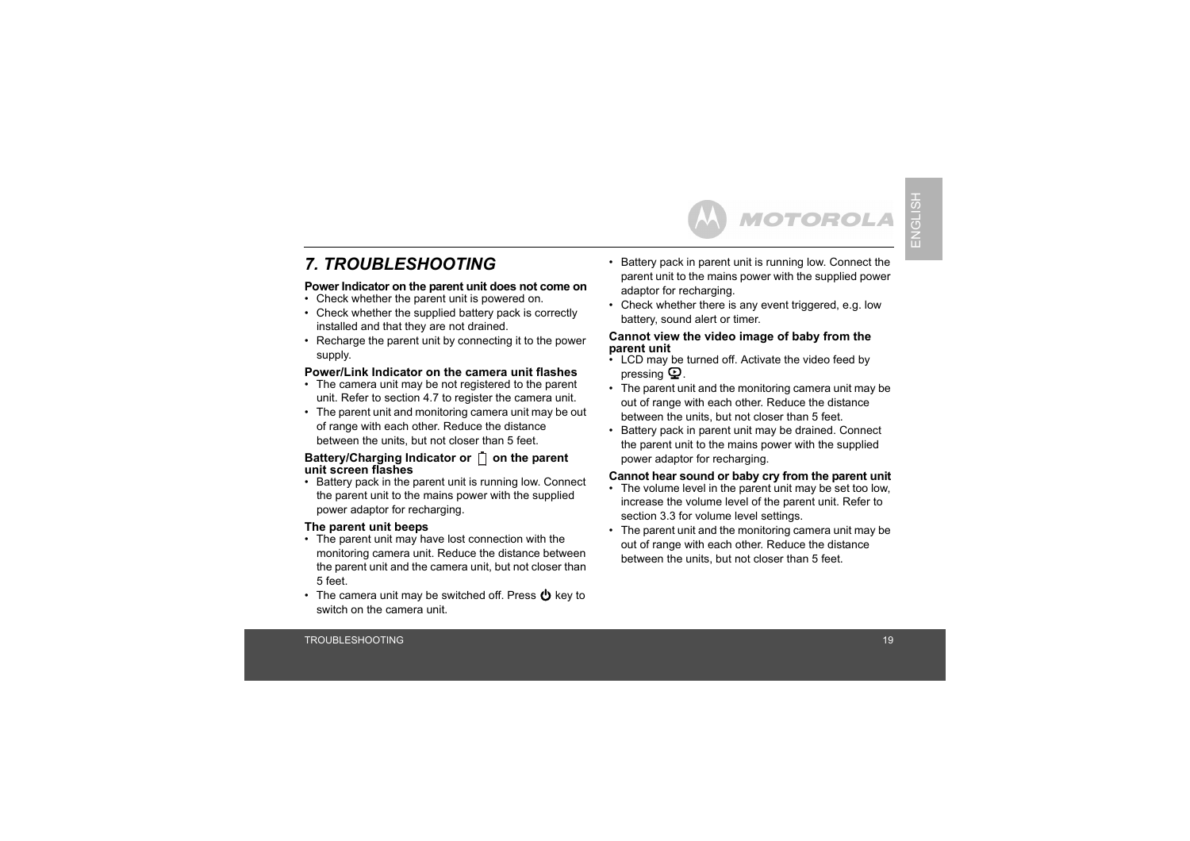## 7. TROUBLESHOOTING

**Power Indicator on the parent unit does not come on**

- Check whether the parent unit is powered on.
- Check whether the supplied battery pack is correctly installed and that they are not drained.
- Recharge the parent unit by connecting it to the power supply.

**Power/Link Indicator on the camera unit flashes**

- The camera unit may be not registered to the parent unit. Refer to section 4.7 to register the camera unit.
- The parent unit and monitoring camera unit may be out of range with each other. Reduce the distance between the units, but not closer than 5 feet.

**Battery/Charging Indicator or on the parent unit screen flashes**

- Battery pack in the parent unit is running low. Connect the parent unit to the mains power with the supplied power adaptor for recharging.

**The parent unit beeps**

- The parent unit may have lost connection with the monitoring camera unit. Reduce the distance between the parent unit and the camera unit, but not closer than 5 feet.
- The camera unit may be switched off. Press key to switch on the camera unit.
- Battery pack in parent unit is running low. Connect the parent unit to the mains power with the supplied power adaptor for recharging.
- Check whether there is any event triggered, e.g. low battery, sound alert or timer.

**Cannot view the video image of baby from the parent unit**

- LCD may be turned off. Activate the video feed by pressing .
- The parent unit and the monitoring camera unit may be out of range with each other. Reduce the distance between the units, but not closer than 5 feet.
- Battery pack in parent unit may be drained. Connect the parent unit to the mains power with the supplied power adaptor for recharging.

**Cannot hear sound or baby cry from the parent unit**

- The volume level in the parent unit may be set too low, increase the volume level of the parent unit. Refer to section 3.3 for volume level settings.
- The parent unit and the monitoring camera unit may be out of range with each other. Reduce the distance between the units, but not closer than 5 feet.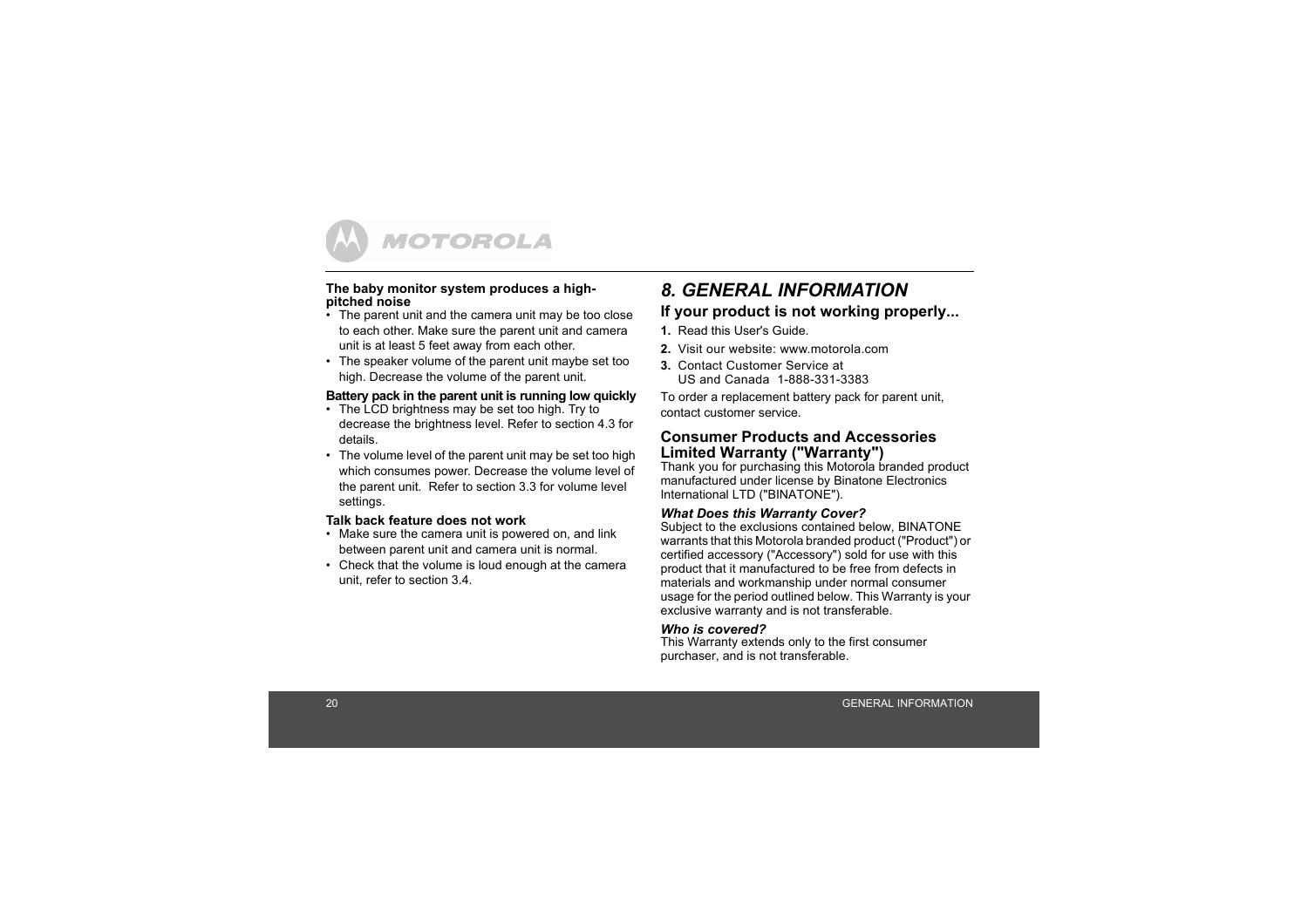**The baby monitor system produces a high-pitched noise**

- The parent unit and the camera unit may be too close to each other. Make sure the parent unit and camera unit is at least 5 feet away from each other.
- The speaker volume of the parent unit maybe set too high. Decrease the volume of the parent unit.

**Battery pack in the parent unit is running low quickly**

- The LCD brightness may be set too high. Try to decrease the brightness level. Refer to section 4.3 for details.
- The volume level of the parent unit may be set too high which consumes power. Decrease the volume level of the parent unit. Refer to section 3.3 for volume level settings.

**Talk back feature does not work**

- Make sure the camera unit is powered on, and link between parent unit and camera unit is normal.
- Check that the volume is loud enough at the camera unit, refer to section 3.4.

# *8. GENERAL INFORMATION*

## If your product is not working properly...

1. Read this User's Guide.
2. Visit our website: www.motorola.com
3. Contact Customer Service at
   US and Canada 1-888-331-3383

To order a replacement battery pack for parent unit, contact customer service.

## Consumer Products and Accessories Limited Warranty ("Warranty")

Thank you for purchasing this Motorola branded product manufactured under license by Binatone Electronics International LTD ("BINATONE").

### *What Does this Warranty Cover?*

Subject to the exclusions contained below, BINATONE warrants that this Motorola branded product ("Product") or certified accessory ("Accessory") sold for use with this product that it manufactured to be free from defects in materials and workmanship under normal consumer usage for the period outlined below. This Warranty is your exclusive warranty and is not transferable.

### *Who is covered?*

This Warranty extends only to the first consumer purchaser, and is not transferable.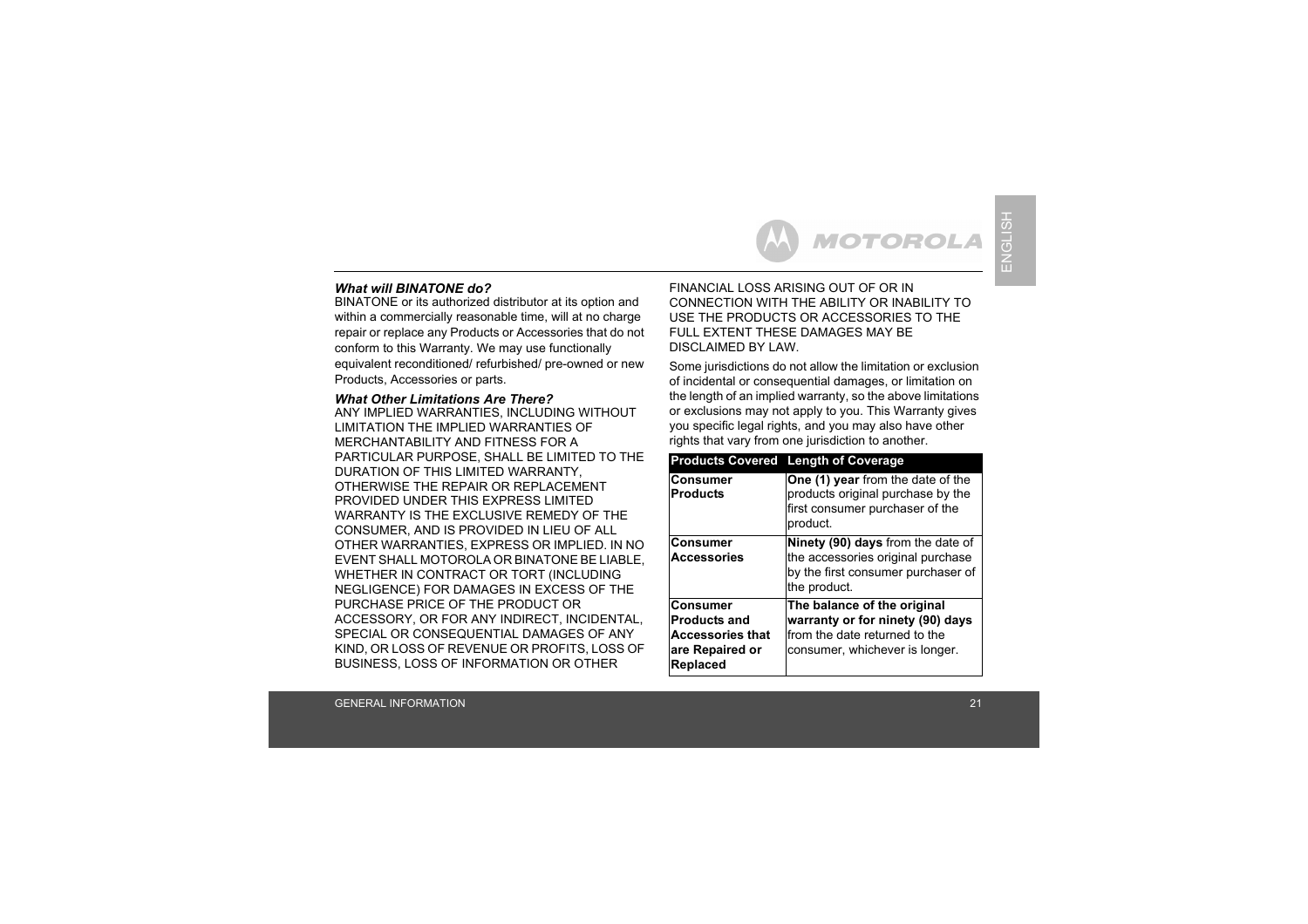### *What will BINATONE do?*

BINATONE or its authorized distributor at its option and within a commercially reasonable time, will at no charge repair or replace any Products or Accessories that do not conform to this Warranty. We may use functionally equivalent reconditioned/ refurbished/ pre-owned or new Products, Accessories or parts.

### *What Other Limitations Are There?*

ANY IMPLIED WARRANTIES, INCLUDING WITHOUT LIMITATION THE IMPLIED WARRANTIES OF MERCHANTABILITY AND FITNESS FOR A PARTICULAR PURPOSE, SHALL BE LIMITED TO THE DURATION OF THIS LIMITED WARRANTY, OTHERWISE THE REPAIR OR REPLACEMENT PROVIDED UNDER THIS EXPRESS LIMITED WARRANTY IS THE EXCLUSIVE REMEDY OF THE CONSUMER, AND IS PROVIDED IN LIEU OF ALL OTHER WARRANTIES, EXPRESS OR IMPLIED. IN NO EVENT SHALL MOTOROLA OR BINATONE BE LIABLE, WHETHER IN CONTRACT OR TORT (INCLUDING NEGLIGENCE) FOR DAMAGES IN EXCESS OF THE PURCHASE PRICE OF THE PRODUCT OR ACCESSORY, OR FOR ANY INDIRECT, INCIDENTAL, SPECIAL OR CONSEQUENTIAL DAMAGES OF ANY KIND, OR LOSS OF REVENUE OR PROFITS, LOSS OF BUSINESS, LOSS OF INFORMATION OR OTHER FINANCIAL LOSS ARISING OUT OF OR IN CONNECTION WITH THE ABILITY OR INABILITY TO USE THE PRODUCTS OR ACCESSORIES TO THE FULL EXTENT THESE DAMAGES MAY BE DISCLAIMED BY LAW.

Some jurisdictions do not allow the limitation or exclusion of incidental or consequential damages, or limitation on the length of an implied warranty, so the above limitations or exclusions may not apply to you. This Warranty gives you specific legal rights, and you may also have other rights that vary from one jurisdiction to another.

| Products Covered | Length of Coverage |
|---|---|
| **Consumer Products** | **One (1) year** from the date of the products original purchase by the first consumer purchaser of the product. |
| **Consumer Accessories** | **Ninety (90) days** from the date of the accessories original purchase by the first consumer purchaser of the product. |
| **Consumer Products and Accessories that are Repaired or Replaced** | **The balance of the original warranty or for ninety (90) days** from the date returned to the consumer, whichever is longer. |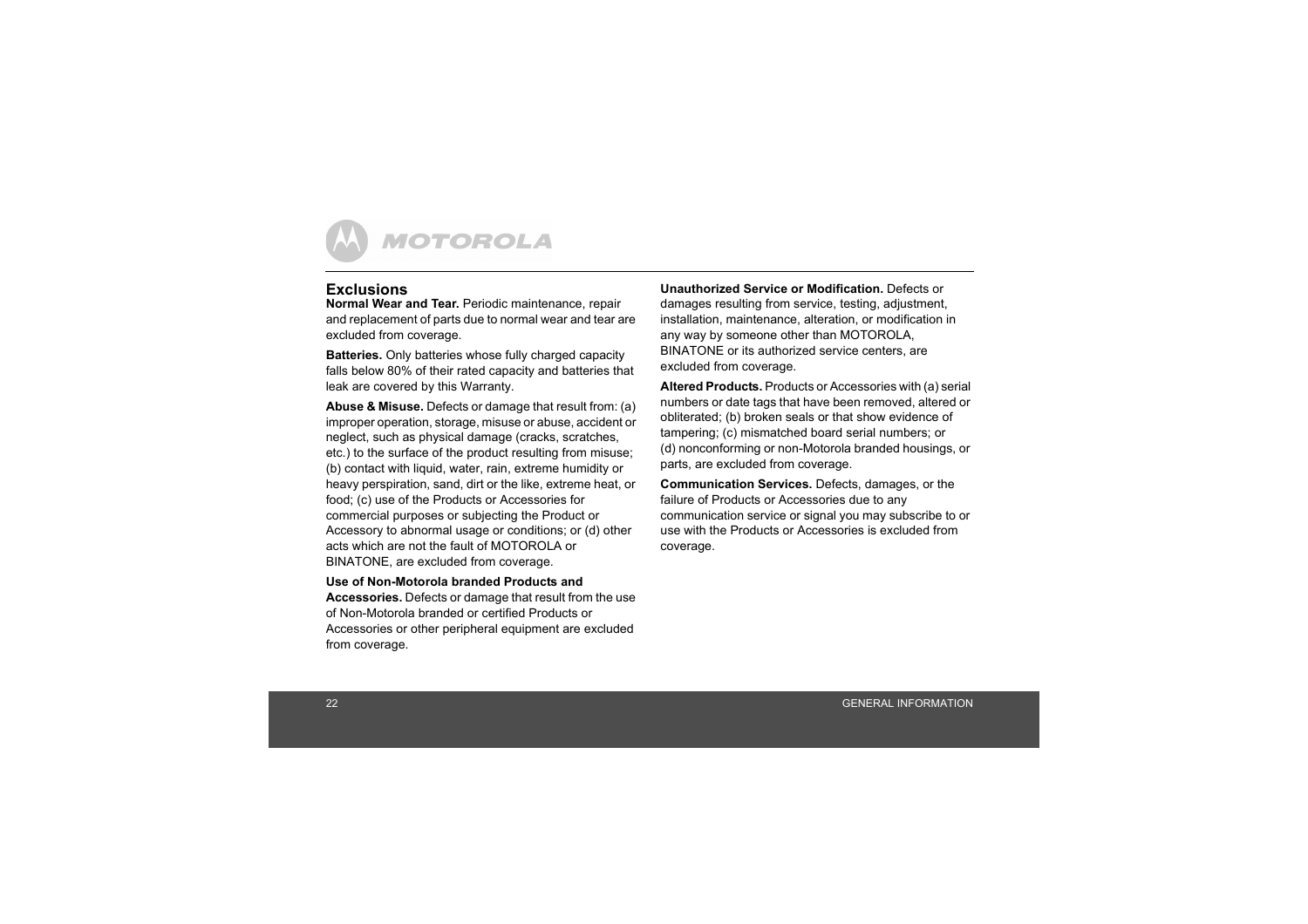## Exclusions

**Normal Wear and Tear.** Periodic maintenance, repair and replacement of parts due to normal wear and tear are excluded from coverage.

**Batteries.** Only batteries whose fully charged capacity falls below 80% of their rated capacity and batteries that leak are covered by this Warranty.

**Abuse & Misuse.** Defects or damage that result from: (a) improper operation, storage, misuse or abuse, accident or neglect, such as physical damage (cracks, scratches, etc.) to the surface of the product resulting from misuse; (b) contact with liquid, water, rain, extreme humidity or heavy perspiration, sand, dirt or the like, extreme heat, or food; (c) use of the Products or Accessories for commercial purposes or subjecting the Product or Accessory to abnormal usage or conditions; or (d) other acts which are not the fault of MOTOROLA or BINATONE, are excluded from coverage.

**Use of Non-Motorola branded Products and Accessories.** Defects or damage that result from the use of Non-Motorola branded or certified Products or Accessories or other peripheral equipment are excluded from coverage.

**Unauthorized Service or Modification.** Defects or damages resulting from service, testing, adjustment, installation, maintenance, alteration, or modification in any way by someone other than MOTOROLA, BINATONE or its authorized service centers, are excluded from coverage.

**Altered Products.** Products or Accessories with (a) serial numbers or date tags that have been removed, altered or obliterated; (b) broken seals or that show evidence of tampering; (c) mismatched board serial numbers; or (d) nonconforming or non-Motorola branded housings, or parts, are excluded from coverage.

**Communication Services.** Defects, damages, or the failure of Products or Accessories due to any communication service or signal you may subscribe to or use with the Products or Accessories is excluded from coverage.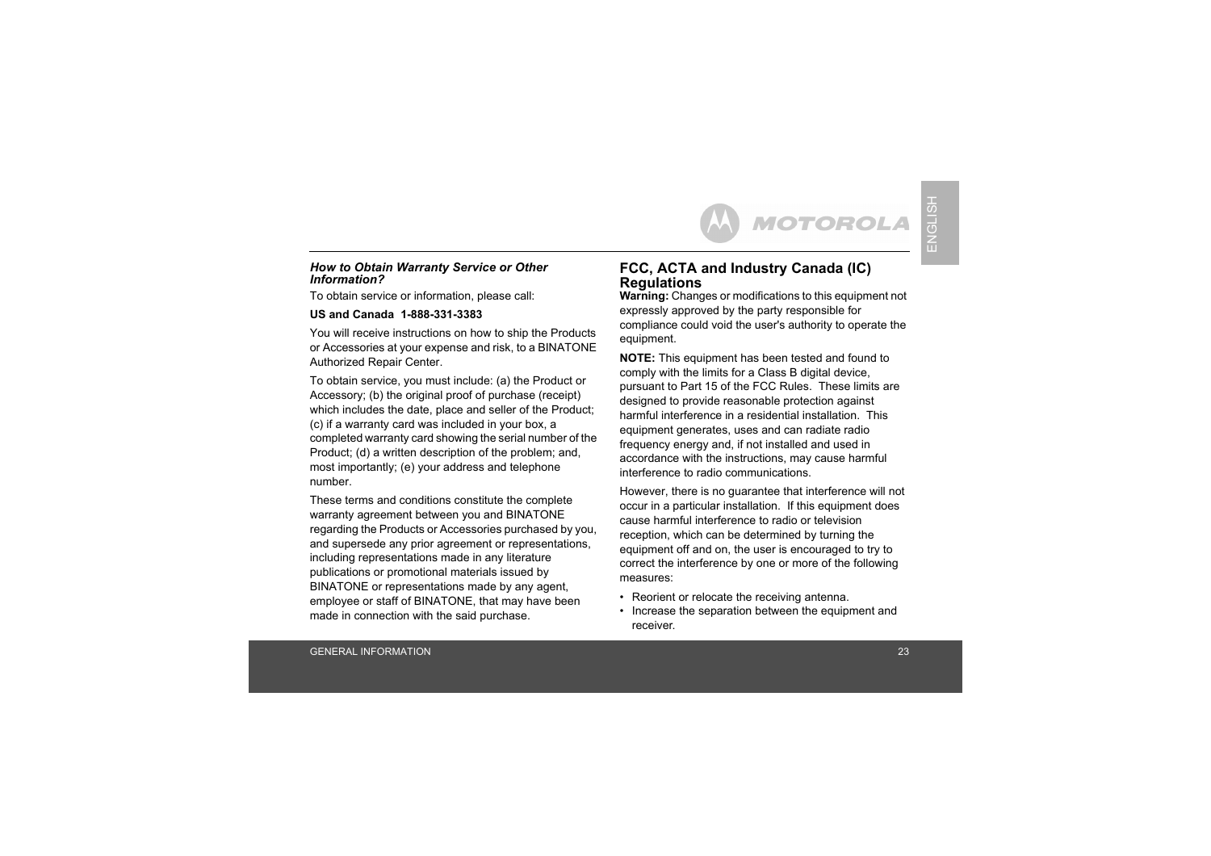### *How to Obtain Warranty Service or Other Information?*

To obtain service or information, please call:

**US and Canada 1-888-331-3383**

You will receive instructions on how to ship the Products or Accessories at your expense and risk, to a BINATONE Authorized Repair Center.

To obtain service, you must include: (a) the Product or Accessory; (b) the original proof of purchase (receipt) which includes the date, place and seller of the Product; (c) if a warranty card was included in your box, a completed warranty card showing the serial number of the Product; (d) a written description of the problem; and, most importantly; (e) your address and telephone number.

These terms and conditions constitute the complete warranty agreement between you and BINATONE regarding the Products or Accessories purchased by you, and supersede any prior agreement or representations, including representations made in any literature publications or promotional materials issued by BINATONE or representations made by any agent, employee or staff of BINATONE, that may have been made in connection with the said purchase.

## FCC, ACTA and Industry Canada (IC) Regulations

**Warning:** Changes or modifications to this equipment not expressly approved by the party responsible for compliance could void the user's authority to operate the equipment.

**NOTE:** This equipment has been tested and found to comply with the limits for a Class B digital device, pursuant to Part 15 of the FCC Rules. These limits are designed to provide reasonable protection against harmful interference in a residential installation. This equipment generates, uses and can radiate radio frequency energy and, if not installed and used in accordance with the instructions, may cause harmful interference to radio communications.

However, there is no guarantee that interference will not occur in a particular installation. If this equipment does cause harmful interference to radio or television reception, which can be determined by turning the equipment off and on, the user is encouraged to try to correct the interference by one or more of the following measures:

- Reorient or relocate the receiving antenna.
- Increase the separation between the equipment and receiver.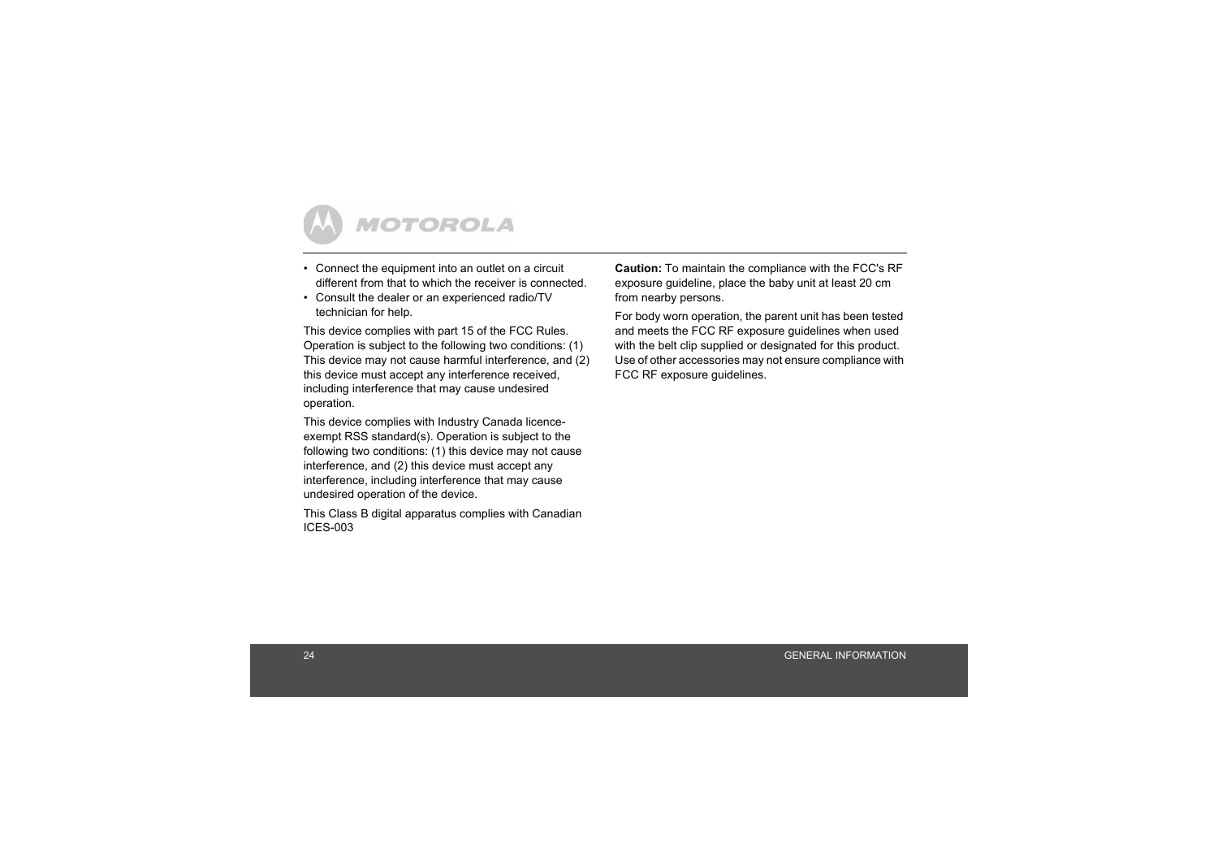- Connect the equipment into an outlet on a circuit different from that to which the receiver is connected.
- Consult the dealer or an experienced radio/TV technician for help.

This device complies with part 15 of the FCC Rules. Operation is subject to the following two conditions: (1) This device may not cause harmful interference, and (2) this device must accept any interference received, including interference that may cause undesired operation.

This device complies with Industry Canada licence-exempt RSS standard(s). Operation is subject to the following two conditions: (1) this device may not cause interference, and (2) this device must accept any interference, including interference that may cause undesired operation of the device.

This Class B digital apparatus complies with Canadian ICES-003

**Caution:** To maintain the compliance with the FCC's RF exposure guideline, place the baby unit at least 20 cm from nearby persons.

For body worn operation, the parent unit has been tested and meets the FCC RF exposure guidelines when used with the belt clip supplied or designated for this product. Use of other accessories may not ensure compliance with FCC RF exposure guidelines.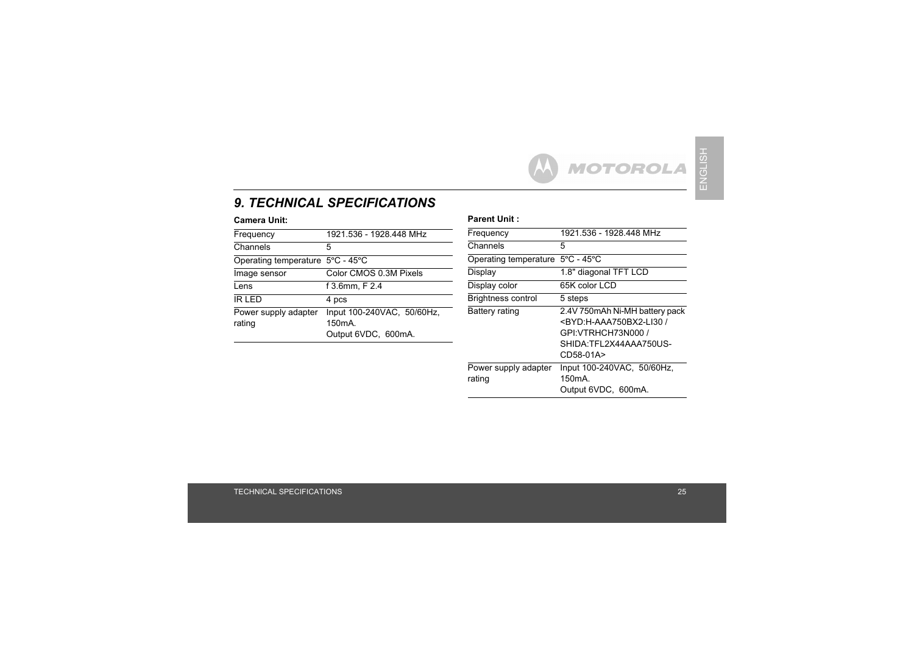# 9. TECHNICAL SPECIFICATIONS

**Camera Unit:**

| | |
|---|---|
| Frequency | 1921.536 - 1928.448 MHz |
| Channels | 5 |
| Operating temperature | 5°C - 45°C |
| Image sensor | Color CMOS 0.3M Pixels |
| Lens | f 3.6mm, F 2.4 |
| IR LED | 4 pcs |
| Power supply adapter rating | Input 100-240VAC, 50/60Hz, 150mA.<br>Output 6VDC, 600mA. |

**Parent Unit :**

| | |
|---|---|
| Frequency | 1921.536 - 1928.448 MHz |
| Channels | 5 |
| Operating temperature | 5°C - 45°C |
| Display | 1.8" diagonal TFT LCD |
| Display color | 65K color LCD |
| Brightness control | 5 steps |
| Battery rating | 2.4V 750mAh Ni-MH battery pack <BYD:H-AAA750BX2-LI30 / GPI:VTRHCH73N000 / SHIDA:TFL2X44AAA750US-CD58-01A> |
| Power supply adapter rating | Input 100-240VAC, 50/60Hz, 150mA.<br>Output 6VDC, 600mA. |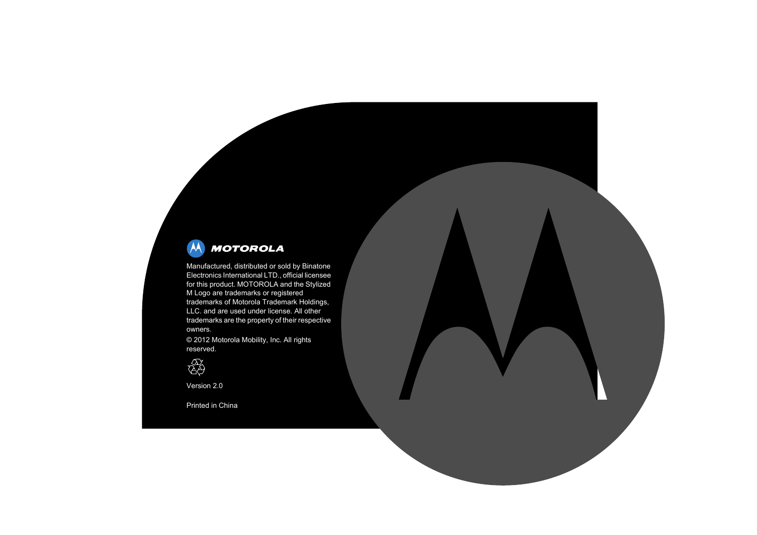MOTOROLA

Manufactured, distributed or sold by Binatone Electronics International LTD., official licensee for this product. MOTOROLA and the Stylized M Logo are trademarks or registered trademarks of Motorola Trademark Holdings, LLC. and are used under license. All other trademarks are the property of their respective owners.

© 2012 Motorola Mobility, Inc. All rights reserved.

Version 2.0

Printed in China